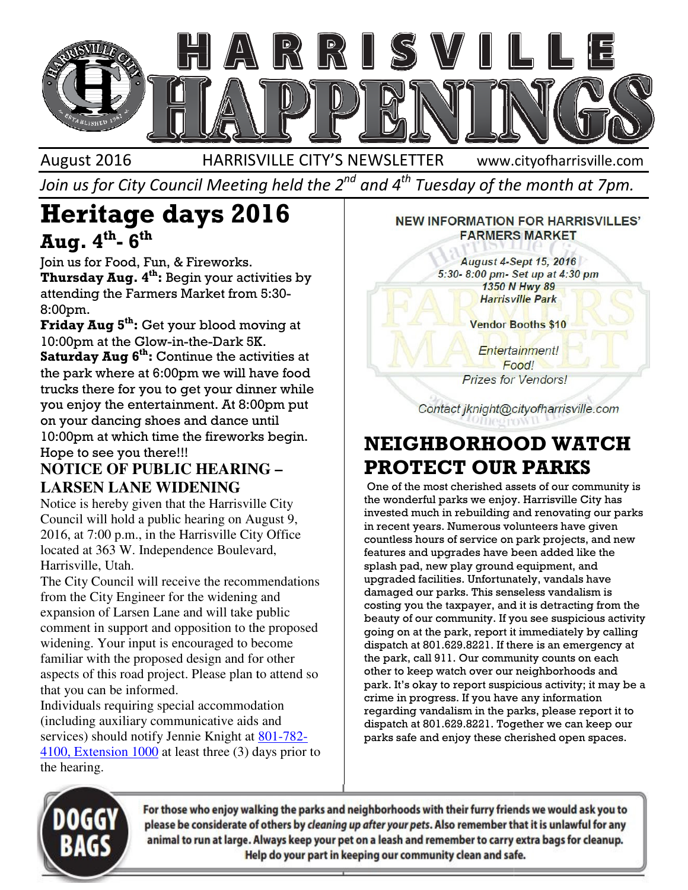# HARRISVILLE HAPPENINGS

August 2016 HARRISVILLE CITY'S NEWSLETTER www.cityofharrisville.com

*Join us for City Council Meeting held the 2nd and 4th Tuesday of the month at 7pm.*

## Heritage days 2016

### Aug. 4th- 6th

Join us for Food, Fun, & Fireworks.

**Thursday Aug. 4th:** Begin your activities by attending the Farmers Market from 5:30-8:00pm.

**Friday Aug 5th:** Get your blood moving at 10:00pm at the Glow-in-the-Dark 5K.

**Saturday Aug 6th:** Continue the activities at the park where at 6:00pm we will have food trucks there for you to get your dinner while you enjoy the entertainment. At 8:00pm put on your dancing shoes and dance until 10:00pm at which time the fireworks begin. Hope to see you there!!!

## NOTICE OF PUBLIC HEARING – LARSEN LANE WIDENING

Notice is hereby given that the Harrisville City Council will hold a public hearing on August 9, 2016, at 7:00 p.m., in the Harrisville City Office located at 363 W. Independence Boulevard, Harrisville, Utah.

The City Council will receive the recommendations from the City Engineer for the widening and expansion of Larsen Lane and will take public comment in support and opposition to the proposed widening. Your input is encouraged to become familiar with the proposed design and for other aspects of this road project. Please plan to attend so that you can be informed.

Individuals requiring special accommodation (including auxiliary communicative aids and services) should notify Jennie Knight at 801-782-4100, Extension 1000 at least three (3) days prior to the hearing.

## NEW INFORMATION FOR HARRISVILLES' FARMERS MARKET

*August 4-Sept 15, 2016*
*5:30- 8:00 pm- Set up at 4:30 pm*
*1350 N Hwy 89*
*Harrisville Park*

**Vendor Booths $10**

*Entertainment!*
*Food!*
*Prizes for Vendors!*

*Contact jknight@cityofharrisville.com*

## NEIGHBORHOOD WATCH PROTECT OUR PARKS

One of the most cherished assets of our community is the wonderful parks we enjoy. Harrisville City has invested much in rebuilding and renovating our parks in recent years. Numerous volunteers have given countless hours of service on park projects, and new features and upgrades have been added like the splash pad, new play ground equipment, and upgraded facilities. Unfortunately, vandals have damaged our parks. This senseless vandalism is costing you the taxpayer, and it is detracting from the beauty of our community. If you see suspicious activity going on at the park, report it immediately by calling dispatch at 801.629.8221. If there is an emergency at the park, call 911. Our community counts on each other to keep watch over our neighborhoods and park. It's okay to report suspicious activity; it may be a crime in progress. If you have any information regarding vandalism in the parks, please report it to dispatch at 801.629.8221. Together we can keep our parks safe and enjoy these cherished open spaces.

## DOGGY BAGS

**For those who enjoy walking the parks and neighborhoods with their furry friends we would ask you to please be considerate of others by *cleaning up after your pets*. Also remember that it is unlawful for any animal to run at large. Always keep your pet on a leash and remember to carry extra bags for cleanup. Help do your part in keeping our community clean and safe.**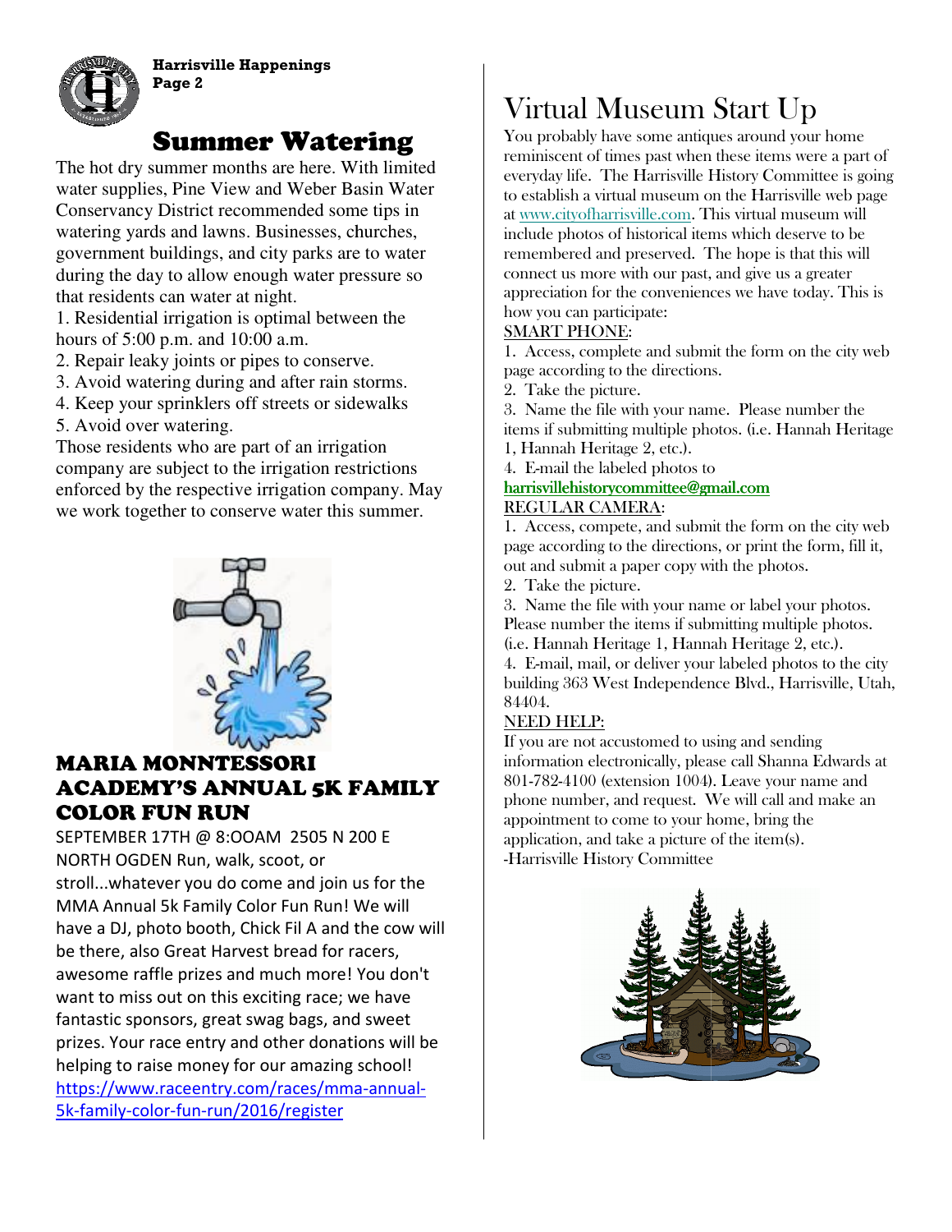# Summer Watering

The hot dry summer months are here. With limited water supplies, Pine View and Weber Basin Water Conservancy District recommended some tips in watering yards and lawns. Businesses, churches, government buildings, and city parks are to water during the day to allow enough water pressure so that residents can water at night.

1. Residential irrigation is optimal between the hours of 5:00 p.m. and 10:00 a.m.
2. Repair leaky joints or pipes to conserve.
3. Avoid watering during and after rain storms.
4. Keep your sprinklers off streets or sidewalks
5. Avoid over watering.

Those residents who are part of an irrigation company are subject to the irrigation restrictions enforced by the respective irrigation company. May we work together to conserve water this summer.

## MARIA MONNTESSORI ACADEMY'S ANNUAL 5K FAMILY COLOR FUN RUN

SEPTEMBER 17TH @ 8:OOAM 2505 N 200 E NORTH OGDEN Run, walk, scoot, or stroll...whatever you do come and join us for the MMA Annual 5k Family Color Fun Run! We will have a DJ, photo booth, Chick Fil A and the cow will be there, also Great Harvest bread for racers, awesome raffle prizes and much more! You don't want to miss out on this exciting race; we have fantastic sponsors, great swag bags, and sweet prizes. Your race entry and other donations will be helping to raise money for our amazing school!
https://www.raceentry.com/races/mma-annual-5k-family-color-fun-run/2016/register

# Virtual Museum Start Up

You probably have some antiques around your home reminiscent of times past when these items were a part of everyday life. The Harrisville History Committee is going to establish a virtual museum on the Harrisville web page at www.cityofharrisville.com. This virtual museum will include photos of historical items which deserve to be remembered and preserved. The hope is that this will connect us more with our past, and give us a greater appreciation for the conveniences we have today. This is how you can participate:

SMART PHONE:

1. Access, complete and submit the form on the city web page according to the directions.
2. Take the picture.
3. Name the file with your name. Please number the items if submitting multiple photos. (i.e. Hannah Heritage 1, Hannah Heritage 2, etc.).
4. E-mail the labeled photos to **harrisvillehistorycommittee@gmail.com**

REGULAR CAMERA:

1. Access, compete, and submit the form on the city web page according to the directions, or print the form, fill it, out and submit a paper copy with the photos.
2. Take the picture.
3. Name the file with your name or label your photos. Please number the items if submitting multiple photos. (i.e. Hannah Heritage 1, Hannah Heritage 2, etc.).
4. E-mail, mail, or deliver your labeled photos to the city building 363 West Independence Blvd., Harrisville, Utah, 84404.

NEED HELP:

If you are not accustomed to using and sending information electronically, please call Shanna Edwards at 801-782-4100 (extension 1004). Leave your name and phone number, and request. We will call and make an appointment to come to your home, bring the application, and take a picture of the item(s).

-Harrisville History Committee